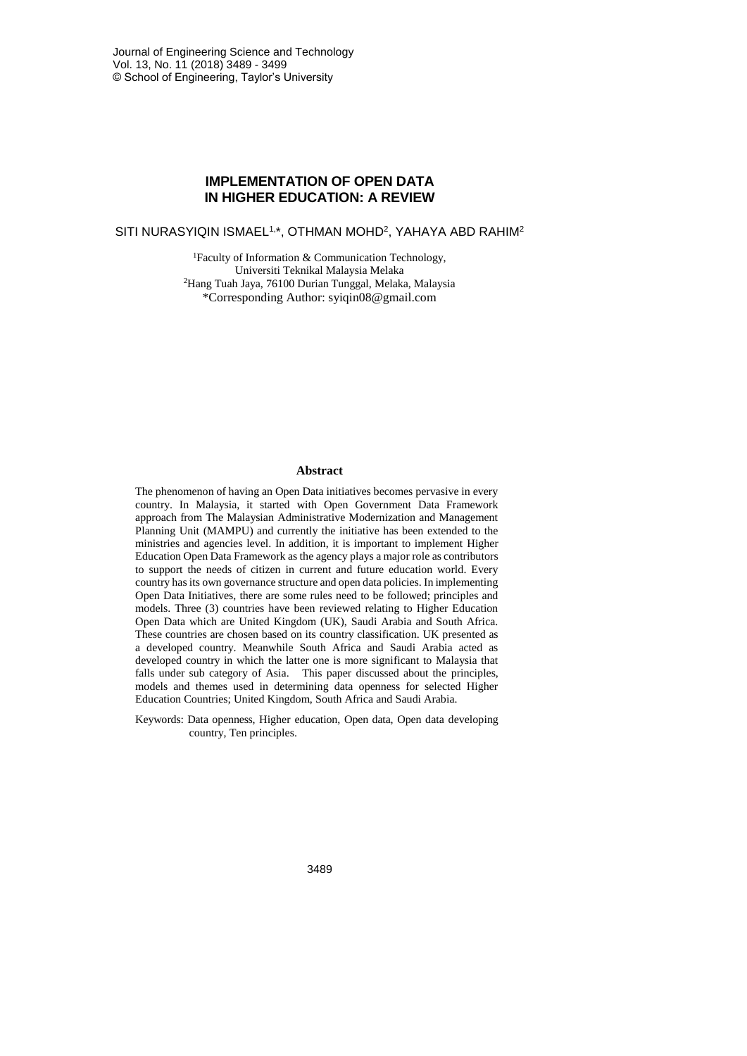# IMPLEMENTATION OF OPEN DATA IN HIGHER EDUCATION: A REVIEW

SITI NURASYIQIN ISMAEL[1,*], OTHMAN MOHD[2], YAHAYA ABD RAHIM[2]

[1]Faculty of Information & Communication Technology, Universiti Teknikal Malaysia Melaka
[2]Hang Tuah Jaya, 76100 Durian Tunggal, Melaka, Malaysia
*Corresponding Author: syiqin08@gmail.com

## Abstract

The phenomenon of having an Open Data initiatives becomes pervasive in every country. In Malaysia, it started with Open Government Data Framework approach from The Malaysian Administrative Modernization and Management Planning Unit (MAMPU) and currently the initiative has been extended to the ministries and agencies level. In addition, it is important to implement Higher Education Open Data Framework as the agency plays a major role as contributors to support the needs of citizen in current and future education world. Every country has its own governance structure and open data policies. In implementing Open Data Initiatives, there are some rules need to be followed; principles and models. Three (3) countries have been reviewed relating to Higher Education Open Data which are United Kingdom (UK), Saudi Arabia and South Africa. These countries are chosen based on its country classification. UK presented as a developed country. Meanwhile South Africa and Saudi Arabia acted as developed country in which the latter one is more significant to Malaysia that falls under sub category of Asia. This paper discussed about the principles, models and themes used in determining data openness for selected Higher Education Countries; United Kingdom, South Africa and Saudi Arabia.

Keywords: Data openness, Higher education, Open data, Open data developing country, Ten principles.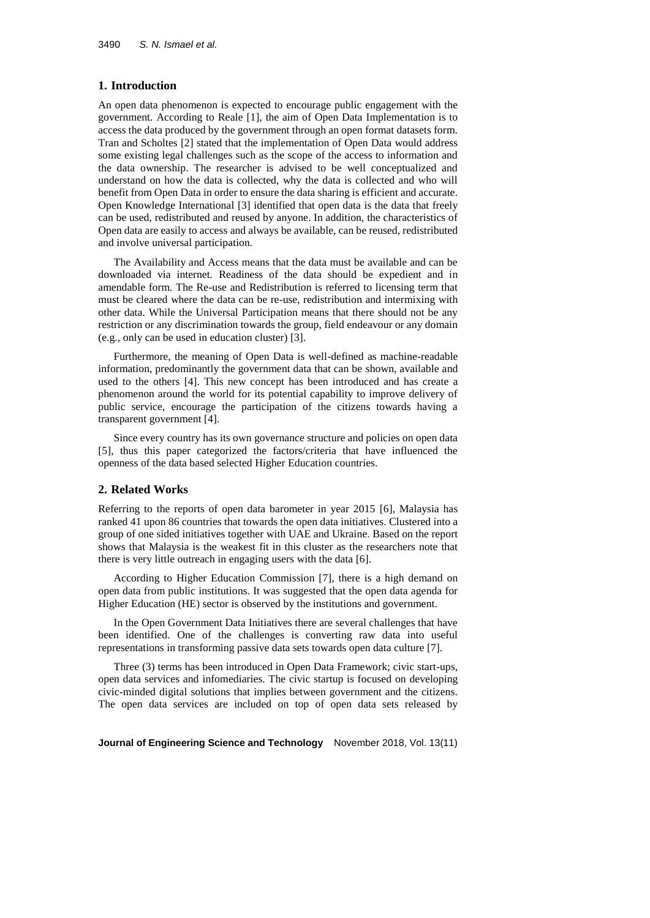## 1. Introduction

An open data phenomenon is expected to encourage public engagement with the government. According to Reale [1], the aim of Open Data Implementation is to access the data produced by the government through an open format datasets form. Tran and Scholtes [2] stated that the implementation of Open Data would address some existing legal challenges such as the scope of the access to information and the data ownership. The researcher is advised to be well conceptualized and understand on how the data is collected, why the data is collected and who will benefit from Open Data in order to ensure the data sharing is efficient and accurate. Open Knowledge International [3] identified that open data is the data that freely can be used, redistributed and reused by anyone. In addition, the characteristics of Open data are easily to access and always be available, can be reused, redistributed and involve universal participation.

The Availability and Access means that the data must be available and can be downloaded via internet. Readiness of the data should be expedient and in amendable form. The Re-use and Redistribution is referred to licensing term that must be cleared where the data can be re-use, redistribution and intermixing with other data. While the Universal Participation means that there should not be any restriction or any discrimination towards the group, field endeavour or any domain (e.g., only can be used in education cluster) [3].

Furthermore, the meaning of Open Data is well-defined as machine-readable information, predominantly the government data that can be shown, available and used to the others [4]. This new concept has been introduced and has create a phenomenon around the world for its potential capability to improve delivery of public service, encourage the participation of the citizens towards having a transparent government [4].

Since every country has its own governance structure and policies on open data [5], thus this paper categorized the factors/criteria that have influenced the openness of the data based selected Higher Education countries.

## 2. Related Works

Referring to the reports of open data barometer in year 2015 [6], Malaysia has ranked 41 upon 86 countries that towards the open data initiatives. Clustered into a group of one sided initiatives together with UAE and Ukraine. Based on the report shows that Malaysia is the weakest fit in this cluster as the researchers note that there is very little outreach in engaging users with the data [6].

According to Higher Education Commission [7], there is a high demand on open data from public institutions. It was suggested that the open data agenda for Higher Education (HE) sector is observed by the institutions and government.

In the Open Government Data Initiatives there are several challenges that have been identified. One of the challenges is converting raw data into useful representations in transforming passive data sets towards open data culture [7].

Three (3) terms has been introduced in Open Data Framework; civic start-ups, open data services and infomediaries. The civic startup is focused on developing civic-minded digital solutions that implies between government and the citizens. The open data services are included on top of open data sets released by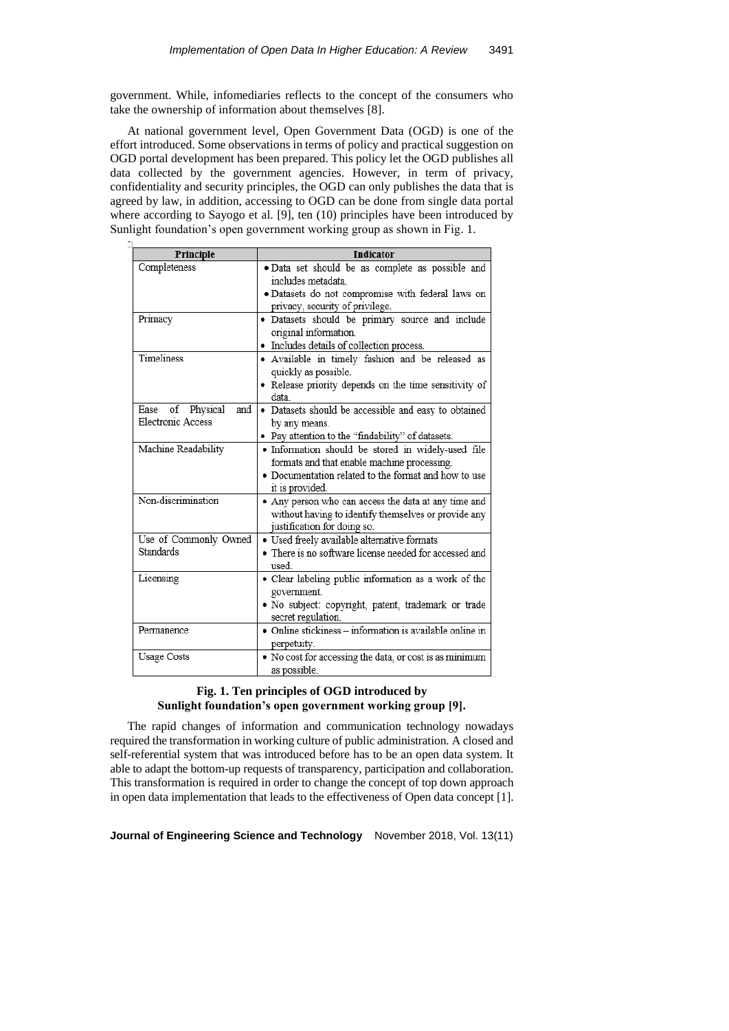government. While, infomediaries reflects to the concept of the consumers who take the ownership of information about themselves [8].

At national government level, Open Government Data (OGD) is one of the effort introduced. Some observations in terms of policy and practical suggestion on OGD portal development has been prepared. This policy let the OGD publishes all data collected by the government agencies. However, in term of privacy, confidentiality and security principles, the OGD can only publishes the data that is agreed by law, in addition, accessing to OGD can be done from single data portal where according to Sayogo et al. [9], ten (10) principles have been introduced by Sunlight foundation's open government working group as shown in Fig. 1.

| Principle | Indicator |
|---|---|
| Completeness | • Data set should be as complete as possible and includes metadata.<br>• Datasets do not compromise with federal laws on privacy, security of privilege. |
| Primacy | • Datasets should be primary source and include original information.<br>• Includes details of collection process. |
| Timeliness | • Available in timely fashion and be released as quickly as possible.<br>• Release priority depends on the time sensitivity of data. |
| Ease of Physical and Electronic Access | • Datasets should be accessible and easy to obtained by any means.<br>• Pay attention to the "findability" of datasets. |
| Machine Readability | • Information should be stored in widely-used file formats and that enable machine processing.<br>• Documentation related to the format and how to use it is provided. |
| Non-discrimination | • Any person who can access the data at any time and without having to identify themselves or provide any justification for doing so. |
| Use of Commonly Owned Standards | • Used freely available alternative formats<br>• There is no software license needed for accessed and used. |
| Licensing | • Clear labeling public information as a work of the government.<br>• No subject: copyright, patent, trademark or trade secret regulation. |
| Permanence | • Online stickiness – information is available online in perpetuity. |
| Usage Costs | • No cost for accessing the data, or cost is as minimum as possible. |

**Fig. 1. Ten principles of OGD introduced by Sunlight foundation's open government working group [9].**

The rapid changes of information and communication technology nowadays required the transformation in working culture of public administration. A closed and self-referential system that was introduced before has to be an open data system. It able to adapt the bottom-up requests of transparency, participation and collaboration. This transformation is required in order to change the concept of top down approach in open data implementation that leads to the effectiveness of Open data concept [1].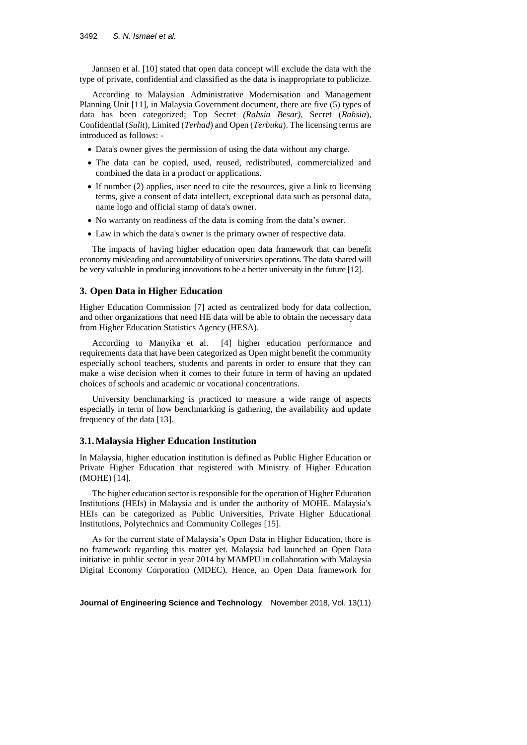Jannsen et al. [10] stated that open data concept will exclude the data with the type of private, confidential and classified as the data is inappropriate to publicize.

According to Malaysian Administrative Modernisation and Management Planning Unit [11], in Malaysia Government document, there are five (5) types of data has been categorized; Top Secret *(Rahsia Besar)*, Secret (*Rahsia*), Confidential (*Sulit*), Limited (*Terhad*) and Open (*Terbuka*). The licensing terms are introduced as follows: -

- Data's owner gives the permission of using the data without any charge.
- The data can be copied, used, reused, redistributed, commercialized and combined the data in a product or applications.
- If number (2) applies, user need to cite the resources, give a link to licensing terms, give a consent of data intellect, exceptional data such as personal data, name logo and official stamp of data's owner.
- No warranty on readiness of the data is coming from the data's owner.
- Law in which the data's owner is the primary owner of respective data.

The impacts of having higher education open data framework that can benefit economy misleading and accountability of universities operations. The data shared will be very valuable in producing innovations to be a better university in the future [12].

## 3. Open Data in Higher Education

Higher Education Commission [7] acted as centralized body for data collection, and other organizations that need HE data will be able to obtain the necessary data from Higher Education Statistics Agency (HESA).

According to Manyika et al. [4] higher education performance and requirements data that have been categorized as Open might benefit the community especially school teachers, students and parents in order to ensure that they can make a wise decision when it comes to their future in term of having an updated choices of schools and academic or vocational concentrations.

University benchmarking is practiced to measure a wide range of aspects especially in term of how benchmarking is gathering, the availability and update frequency of the data [13].

### 3.1. Malaysia Higher Education Institution

In Malaysia, higher education institution is defined as Public Higher Education or Private Higher Education that registered with Ministry of Higher Education (MOHE) [14].

The higher education sector is responsible for the operation of Higher Education Institutions (HEIs) in Malaysia and is under the authority of MOHE. Malaysia's HEIs can be categorized as Public Universities, Private Higher Educational Institutions, Polytechnics and Community Colleges [15].

As for the current state of Malaysia's Open Data in Higher Education, there is no framework regarding this matter yet. Malaysia had launched an Open Data initiative in public sector in year 2014 by MAMPU in collaboration with Malaysia Digital Economy Corporation (MDEC). Hence, an Open Data framework for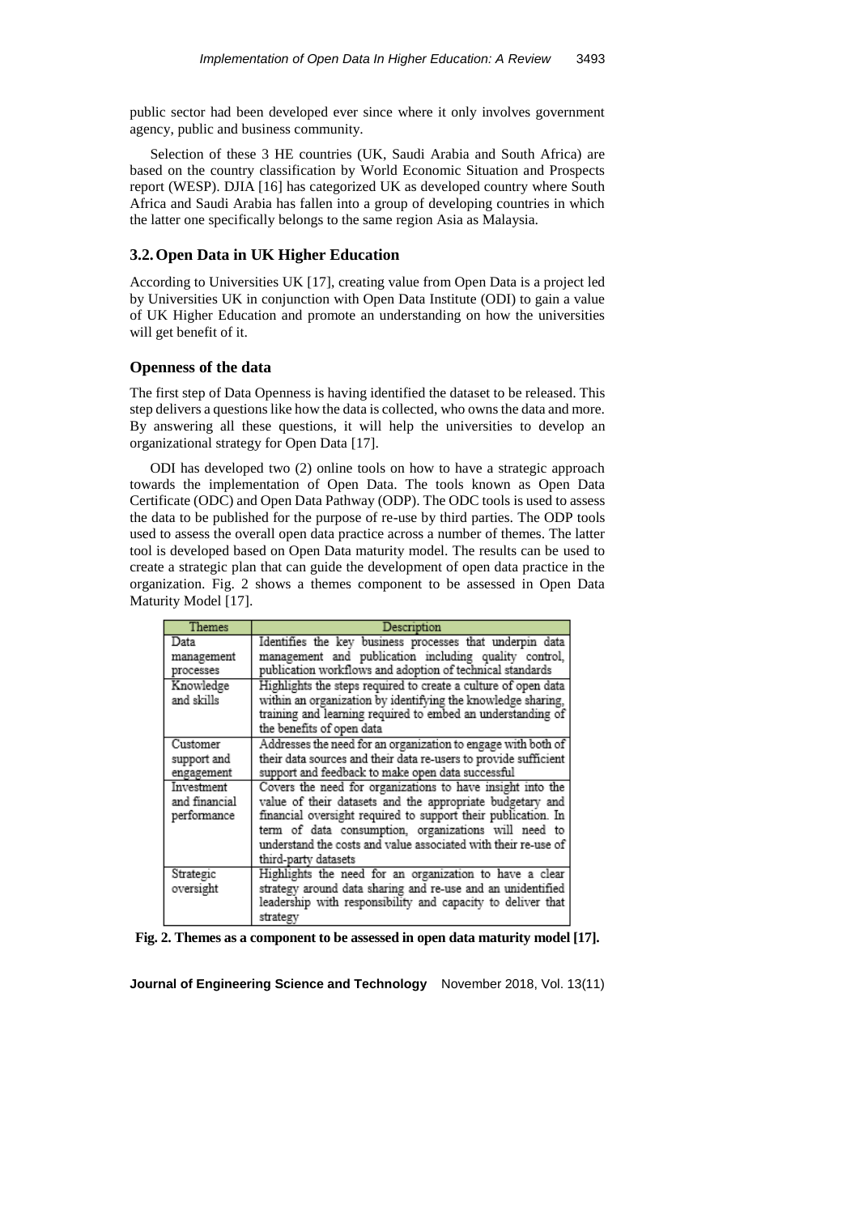public sector had been developed ever since where it only involves government agency, public and business community.

Selection of these 3 HE countries (UK, Saudi Arabia and South Africa) are based on the country classification by World Economic Situation and Prospects report (WESP). DJIA [16] has categorized UK as developed country where South Africa and Saudi Arabia has fallen into a group of developing countries in which the latter one specifically belongs to the same region Asia as Malaysia.

## 3.2. Open Data in UK Higher Education

According to Universities UK [17], creating value from Open Data is a project led by Universities UK in conjunction with Open Data Institute (ODI) to gain a value of UK Higher Education and promote an understanding on how the universities will get benefit of it.

### Openness of the data

The first step of Data Openness is having identified the dataset to be released. This step delivers a questions like how the data is collected, who owns the data and more. By answering all these questions, it will help the universities to develop an organizational strategy for Open Data [17].

ODI has developed two (2) online tools on how to have a strategic approach towards the implementation of Open Data. The tools known as Open Data Certificate (ODC) and Open Data Pathway (ODP). The ODC tools is used to assess the data to be published for the purpose of re-use by third parties. The ODP tools used to assess the overall open data practice across a number of themes. The latter tool is developed based on Open Data maturity model. The results can be used to create a strategic plan that can guide the development of open data practice in the organization. Fig. 2 shows a themes component to be assessed in Open Data Maturity Model [17].

| Themes | Description |
|---|---|
| Data management processes | Identifies the key business processes that underpin data management and publication including quality control, publication workflows and adoption of technical standards |
| Knowledge and skills | Highlights the steps required to create a culture of open data within an organization by identifying the knowledge sharing, training and learning required to embed an understanding of the benefits of open data |
| Customer support and engagement | Addresses the need for an organization to engage with both of their data sources and their data re-users to provide sufficient support and feedback to make open data successful |
| Investment and financial performance | Covers the need for organizations to have insight into the value of their datasets and the appropriate budgetary and financial oversight required to support their publication. In term of data consumption, organizations will need to understand the costs and value associated with their re-use of third-party datasets |
| Strategic oversight | Highlights the need for an organization to have a clear strategy around data sharing and re-use and an unidentified leadership with responsibility and capacity to deliver that strategy |

**Fig. 2. Themes as a component to be assessed in open data maturity model [17].**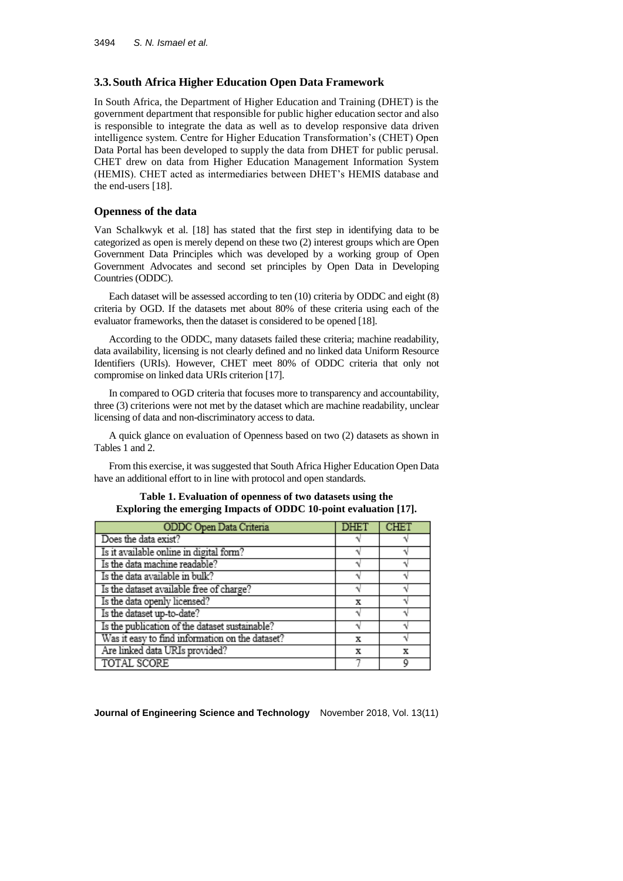### 3.3. South Africa Higher Education Open Data Framework

In South Africa, the Department of Higher Education and Training (DHET) is the government department that responsible for public higher education sector and also is responsible to integrate the data as well as to develop responsive data driven intelligence system. Centre for Higher Education Transformation's (CHET) Open Data Portal has been developed to supply the data from DHET for public perusal. CHET drew on data from Higher Education Management Information System (HEMIS). CHET acted as intermediaries between DHET's HEMIS database and the end-users [18].

#### Openness of the data

Van Schalkwyk et al. [18] has stated that the first step in identifying data to be categorized as open is merely depend on these two (2) interest groups which are Open Government Data Principles which was developed by a working group of Open Government Advocates and second set principles by Open Data in Developing Countries (ODDC).

Each dataset will be assessed according to ten (10) criteria by ODDC and eight (8) criteria by OGD. If the datasets met about 80% of these criteria using each of the evaluator frameworks, then the dataset is considered to be opened [18].

According to the ODDC, many datasets failed these criteria; machine readability, data availability, licensing is not clearly defined and no linked data Uniform Resource Identifiers (URIs). However, CHET meet 80% of ODDC criteria that only not compromise on linked data URIs criterion [17].

In compared to OGD criteria that focuses more to transparency and accountability, three (3) criterions were not met by the dataset which are machine readability, unclear licensing of data and non-discriminatory access to data.

A quick glance on evaluation of Openness based on two (2) datasets as shown in Tables 1 and 2.

From this exercise, it was suggested that South Africa Higher Education Open Data have an additional effort to in line with protocol and open standards.

**Table 1. Evaluation of openness of two datasets using the Exploring the emerging Impacts of ODDC 10-point evaluation [17].**

| ODDC Open Data Criteria | DHET | CHET |
|---|---|---|
| Does the data exist? | √ | √ |
| Is it available online in digital form? | √ | √ |
| Is the data machine readable? | √ | √ |
| Is the data available in bulk? | √ | √ |
| Is the dataset available free of charge? | √ | √ |
| Is the data openly licensed? | x | √ |
| Is the dataset up-to-date? | √ | √ |
| Is the publication of the dataset sustainable? | √ | √ |
| Was it easy to find information on the dataset? | x | √ |
| Are linked data URIs provided? | x | x |
| TOTAL SCORE | 7 | 9 |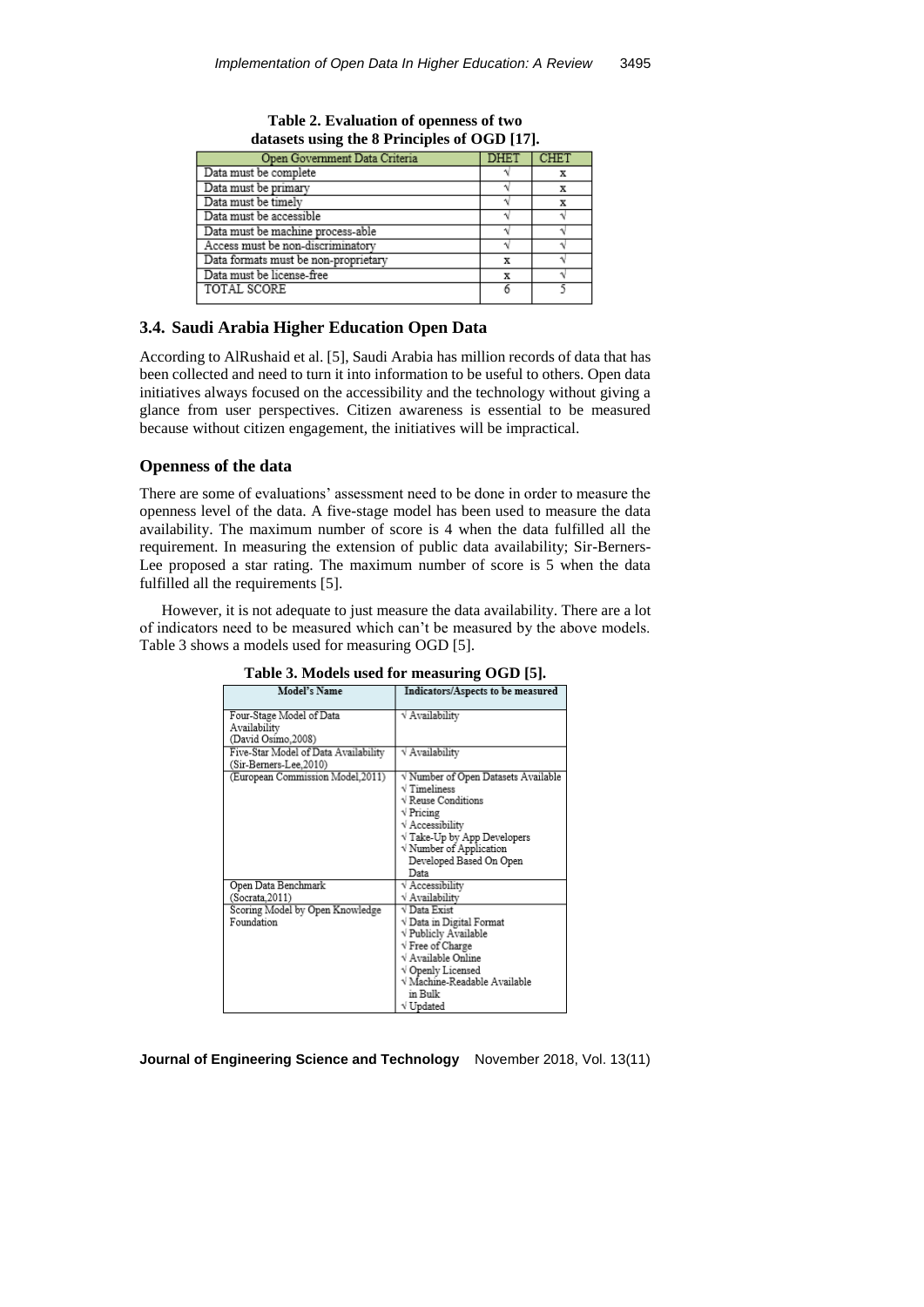**Table 2. Evaluation of openness of two datasets using the 8 Principles of OGD [17].**

| Open Government Data Criteria | DHET | CHET |
|---|---|---|
| Data must be complete | √ | x |
| Data must be primary | √ | x |
| Data must be timely | √ | x |
| Data must be accessible | √ | √ |
| Data must be machine process-able | √ | √ |
| Access must be non-discriminatory | √ | √ |
| Data formats must be non-proprietary | x | √ |
| Data must be license-free | x | √ |
| TOTAL SCORE | 6 | 5 |

### 3.4. Saudi Arabia Higher Education Open Data

According to AlRushaid et al. [5], Saudi Arabia has million records of data that has been collected and need to turn it into information to be useful to others. Open data initiatives always focused on the accessibility and the technology without giving a glance from user perspectives. Citizen awareness is essential to be measured because without citizen engagement, the initiatives will be impractical.

### Openness of the data

There are some of evaluations' assessment need to be done in order to measure the openness level of the data. A five-stage model has been used to measure the data availability. The maximum number of score is 4 when the data fulfilled all the requirement. In measuring the extension of public data availability; Sir-Berners-Lee proposed a star rating. The maximum number of score is 5 when the data fulfilled all the requirements [5].

However, it is not adequate to just measure the data availability. There are a lot of indicators need to be measured which can't be measured by the above models. Table 3 shows a models used for measuring OGD [5].

**Table 3. Models used for measuring OGD [5].**

| Model's Name | Indicators/Aspects to be measured |
|---|---|
| Four-Stage Model of Data Availability (David Osimo,2008) | √ Availability |
| Five-Star Model of Data Availability (Sir-Berners-Lee,2010) | √ Availability |
| (European Commission Model,2011) | √ Number of Open Datasets Available<br>√ Timeliness<br>√ Reuse Conditions<br>√ Pricing<br>√ Accessibility<br>√ Take-Up by App Developers<br>√ Number of Application Developed Based On Open Data |
| Open Data Benchmark (Socrata,2011) | √ Accessibility<br>√ Availability |
| Scoring Model by Open Knowledge Foundation | √ Data Exist<br>√ Data in Digital Format<br>√ Publicly Available<br>√ Free of Charge<br>√ Available Online<br>√ Openly Licensed<br>√ Machine-Readable Available in Bulk<br>√ Updated |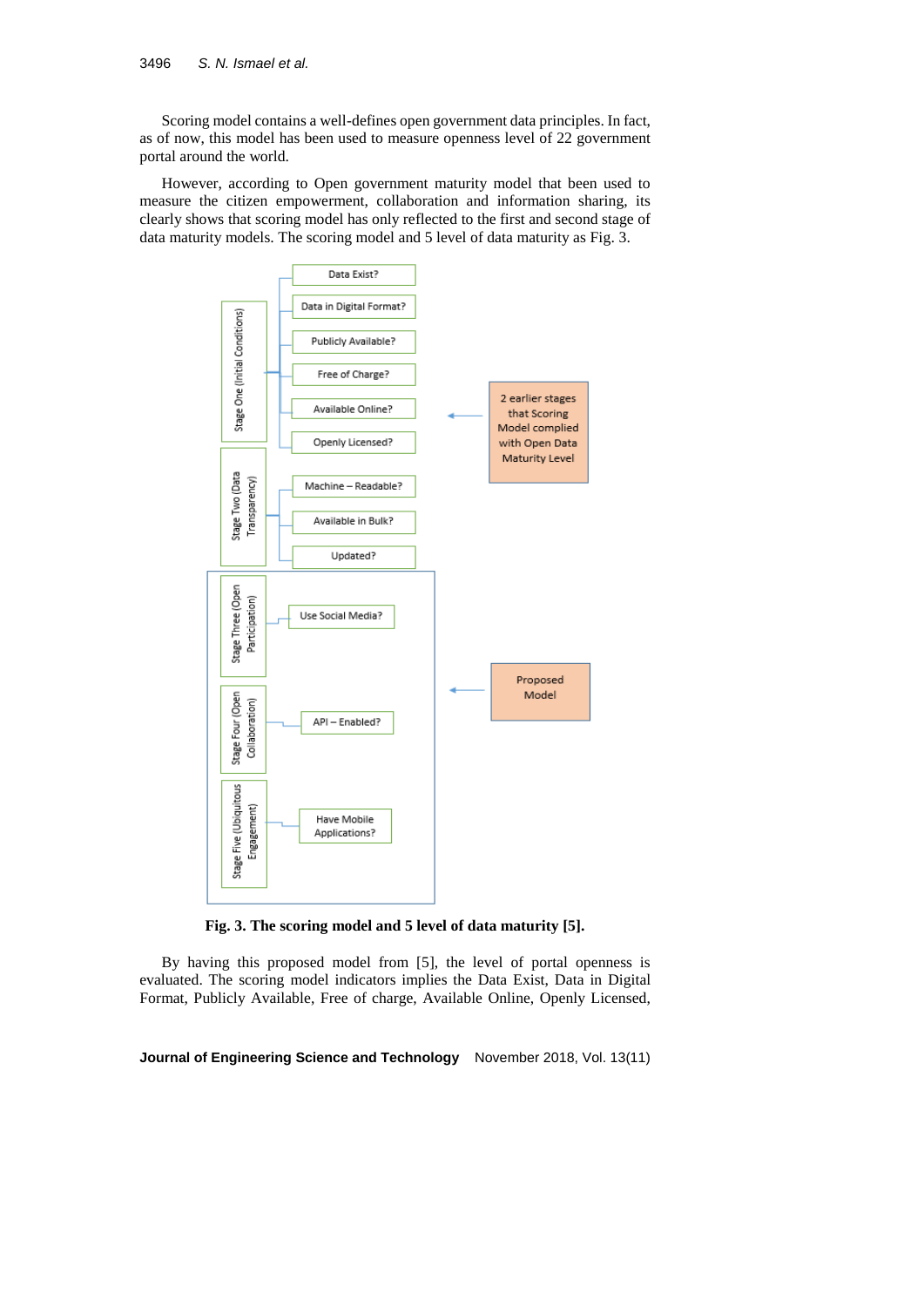Scoring model contains a well-defines open government data principles. In fact, as of now, this model has been used to measure openness level of 22 government portal around the world.

However, according to Open government maturity model that been used to measure the citizen empowerment, collaboration and information sharing, its clearly shows that scoring model has only reflected to the first and second stage of data maturity models. The scoring model and 5 level of data maturity as Fig. 3.

Stage One (Initial Conditions)

- Data Exist?
- Data in Digital Format?
- Publicly Available?
- Free of Charge?
- Available Online?
- Openly Licensed?

Stage Two (Data Transparency)

- Machine – Readable?
- Available in Bulk?
- Updated?

2 earlier stages that Scoring Model complied with Open Data Maturity Level

Stage Three (Open Participation)

- Use Social Media?

Stage Four (Open Collaboration)

- API – Enabled?

Stage Five (Ubiquitous Engagement)

- Have Mobile Applications?

Proposed Model

**Fig. 3. The scoring model and 5 level of data maturity [5].**

By having this proposed model from [5], the level of portal openness is evaluated. The scoring model indicators implies the Data Exist, Data in Digital Format, Publicly Available, Free of charge, Available Online, Openly Licensed,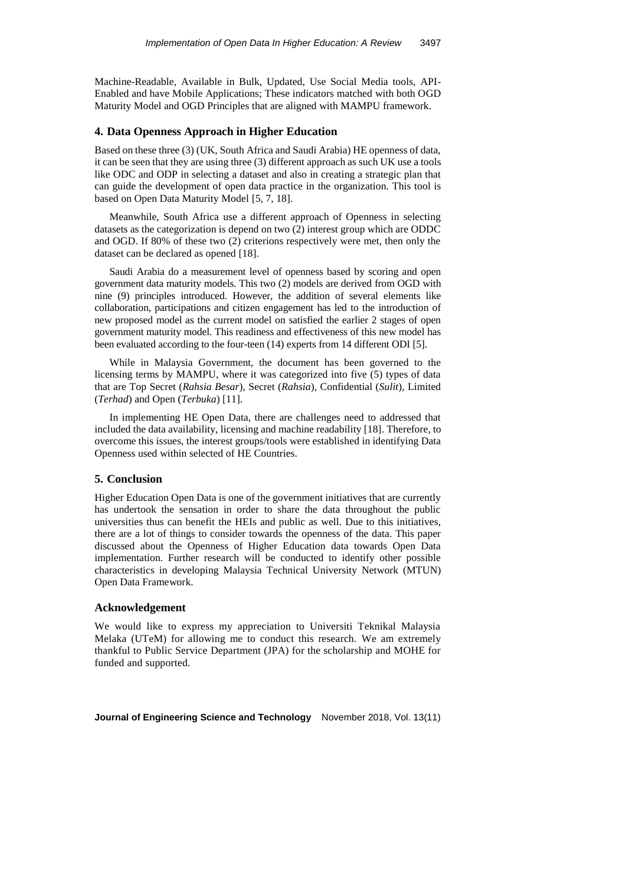Machine-Readable, Available in Bulk, Updated, Use Social Media tools, API-Enabled and have Mobile Applications; These indicators matched with both OGD Maturity Model and OGD Principles that are aligned with MAMPU framework.

## 4. Data Openness Approach in Higher Education

Based on these three (3) (UK, South Africa and Saudi Arabia) HE openness of data, it can be seen that they are using three (3) different approach as such UK use a tools like ODC and ODP in selecting a dataset and also in creating a strategic plan that can guide the development of open data practice in the organization. This tool is based on Open Data Maturity Model [5, 7, 18].

Meanwhile, South Africa use a different approach of Openness in selecting datasets as the categorization is depend on two (2) interest group which are ODDC and OGD. If 80% of these two (2) criterions respectively were met, then only the dataset can be declared as opened [18].

Saudi Arabia do a measurement level of openness based by scoring and open government data maturity models. This two (2) models are derived from OGD with nine (9) principles introduced. However, the addition of several elements like collaboration, participations and citizen engagement has led to the introduction of new proposed model as the current model on satisfied the earlier 2 stages of open government maturity model. This readiness and effectiveness of this new model has been evaluated according to the four-teen (14) experts from 14 different ODI [5].

While in Malaysia Government, the document has been governed to the licensing terms by MAMPU, where it was categorized into five (5) types of data that are Top Secret (*Rahsia Besar*), Secret (*Rahsia*), Confidential (*Sulit*), Limited (*Terhad*) and Open (*Terbuka*) [11].

In implementing HE Open Data, there are challenges need to addressed that included the data availability, licensing and machine readability [18]. Therefore, to overcome this issues, the interest groups/tools were established in identifying Data Openness used within selected of HE Countries.

## 5. Conclusion

Higher Education Open Data is one of the government initiatives that are currently has undertook the sensation in order to share the data throughout the public universities thus can benefit the HEIs and public as well. Due to this initiatives, there are a lot of things to consider towards the openness of the data. This paper discussed about the Openness of Higher Education data towards Open Data implementation. Further research will be conducted to identify other possible characteristics in developing Malaysia Technical University Network (MTUN) Open Data Framework.

## Acknowledgement

We would like to express my appreciation to Universiti Teknikal Malaysia Melaka (UTeM) for allowing me to conduct this research. We am extremely thankful to Public Service Department (JPA) for the scholarship and MOHE for funded and supported.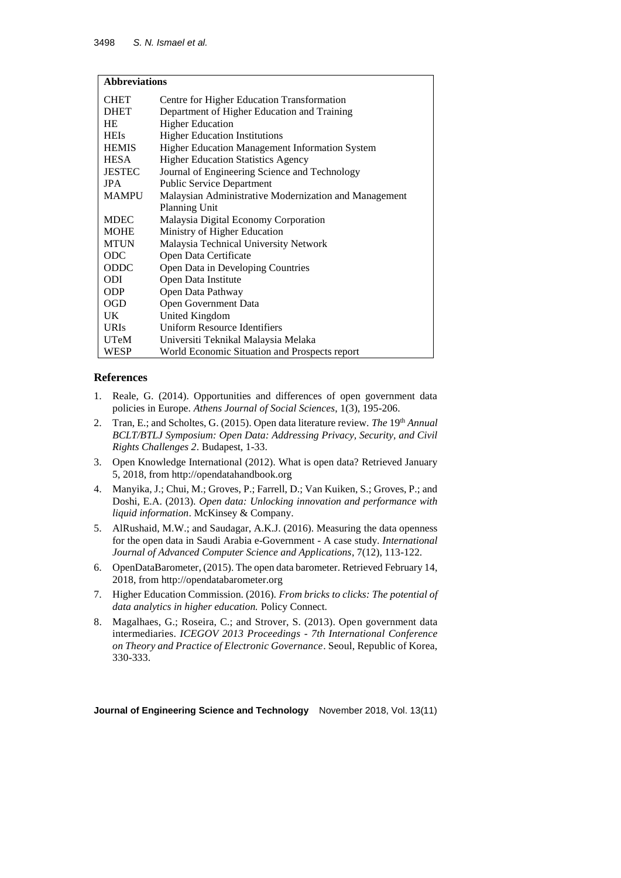| Abbreviations | |
|---|---|
| CHET | Centre for Higher Education Transformation |
| DHET | Department of Higher Education and Training |
| HE | Higher Education |
| HEIs | Higher Education Institutions |
| HEMIS | Higher Education Management Information System |
| HESA | Higher Education Statistics Agency |
| JESTEC | Journal of Engineering Science and Technology |
| JPA | Public Service Department |
| MAMPU | Malaysian Administrative Modernization and Management Planning Unit |
| MDEC | Malaysia Digital Economy Corporation |
| MOHE | Ministry of Higher Education |
| MTUN | Malaysia Technical University Network |
| ODC | Open Data Certificate |
| ODDC | Open Data in Developing Countries |
| ODI | Open Data Institute |
| ODP | Open Data Pathway |
| OGD | Open Government Data |
| UK | United Kingdom |
| URIs | Uniform Resource Identifiers |
| UTeM | Universiti Teknikal Malaysia Melaka |
| WESP | World Economic Situation and Prospects report |

## References

1. Reale, G. (2014). Opportunities and differences of open government data policies in Europe. *Athens Journal of Social Sciences*, 1(3), 195-206.
2. Tran, E.; and Scholtes, G. (2015). Open data literature review. *The* 19th *Annual BCLT/BTLJ Symposium: Open Data: Addressing Privacy, Security, and Civil Rights Challenges 2*. Budapest, 1-33.
3. Open Knowledge International (2012). What is open data? Retrieved January 5, 2018, from http://opendatahandbook.org
4. Manyika, J.; Chui, M.; Groves, P.; Farrell, D.; Van Kuiken, S.; Groves, P.; and Doshi, E.A. (2013). *Open data: Unlocking innovation and performance with liquid information*. McKinsey & Company.
5. AlRushaid, M.W.; and Saudagar, A.K.J. (2016). Measuring the data openness for the open data in Saudi Arabia e-Government - A case study. *International Journal of Advanced Computer Science and Applications*, 7(12), 113-122.
6. OpenDataBarometer, (2015). The open data barometer. Retrieved February 14, 2018, from http://opendatabarometer.org
7. Higher Education Commission. (2016). *From bricks to clicks: The potential of data analytics in higher education.* Policy Connect.
8. Magalhaes, G.; Roseira, C.; and Strover, S. (2013). Open government data intermediaries. *ICEGOV 2013 Proceedings - 7th International Conference on Theory and Practice of Electronic Governance*. Seoul, Republic of Korea, 330-333.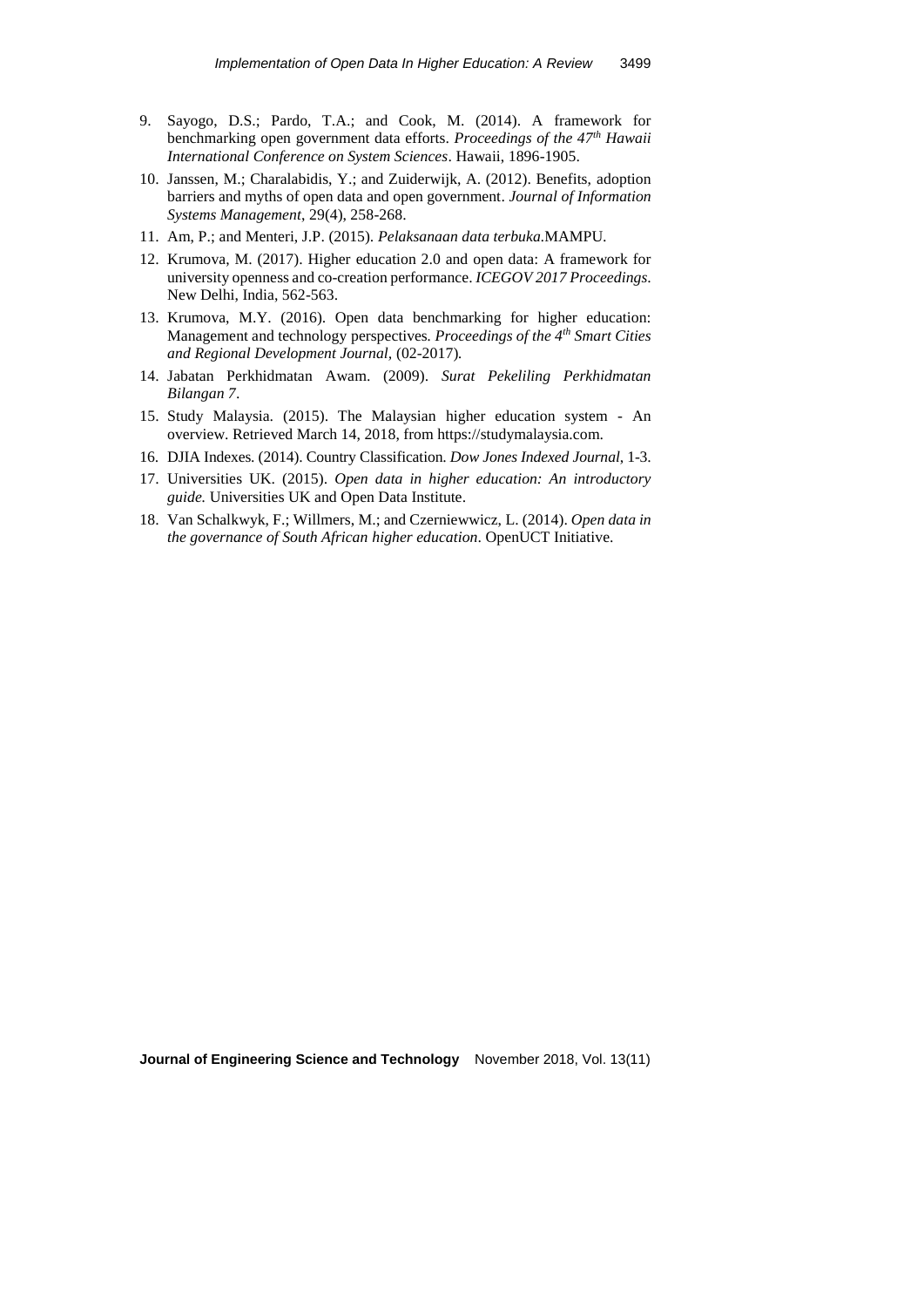9. Sayogo, D.S.; Pardo, T.A.; and Cook, M. (2014). A framework for benchmarking open government data efforts. *Proceedings of the 47th Hawaii International Conference on System Sciences*. Hawaii, 1896-1905.
10. Janssen, M.; Charalabidis, Y.; and Zuiderwijk, A. (2012). Benefits, adoption barriers and myths of open data and open government. *Journal of Information Systems Management*, 29(4), 258-268.
11. Am, P.; and Menteri, J.P. (2015). *Pelaksanaan data terbuka*.MAMPU.
12. Krumova, M. (2017). Higher education 2.0 and open data: A framework for university openness and co-creation performance. *ICEGOV 2017 Proceedings*. New Delhi, India, 562-563.
13. Krumova, M.Y. (2016). Open data benchmarking for higher education: Management and technology perspectives. *Proceedings of the 4th Smart Cities and Regional Development Journal*, (02-2017).
14. Jabatan Perkhidmatan Awam. (2009). *Surat Pekeliling Perkhidmatan Bilangan 7*.
15. Study Malaysia. (2015). The Malaysian higher education system - An overview. Retrieved March 14, 2018, from https://studymalaysia.com.
16. DJIA Indexes. (2014). Country Classification. *Dow Jones Indexed Journal*, 1-3.
17. Universities UK. (2015). *Open data in higher education: An introductory guide.* Universities UK and Open Data Institute.
18. Van Schalkwyk, F.; Willmers, M.; and Czerniewwicz, L. (2014). *Open data in the governance of South African higher education*. OpenUCT Initiative.